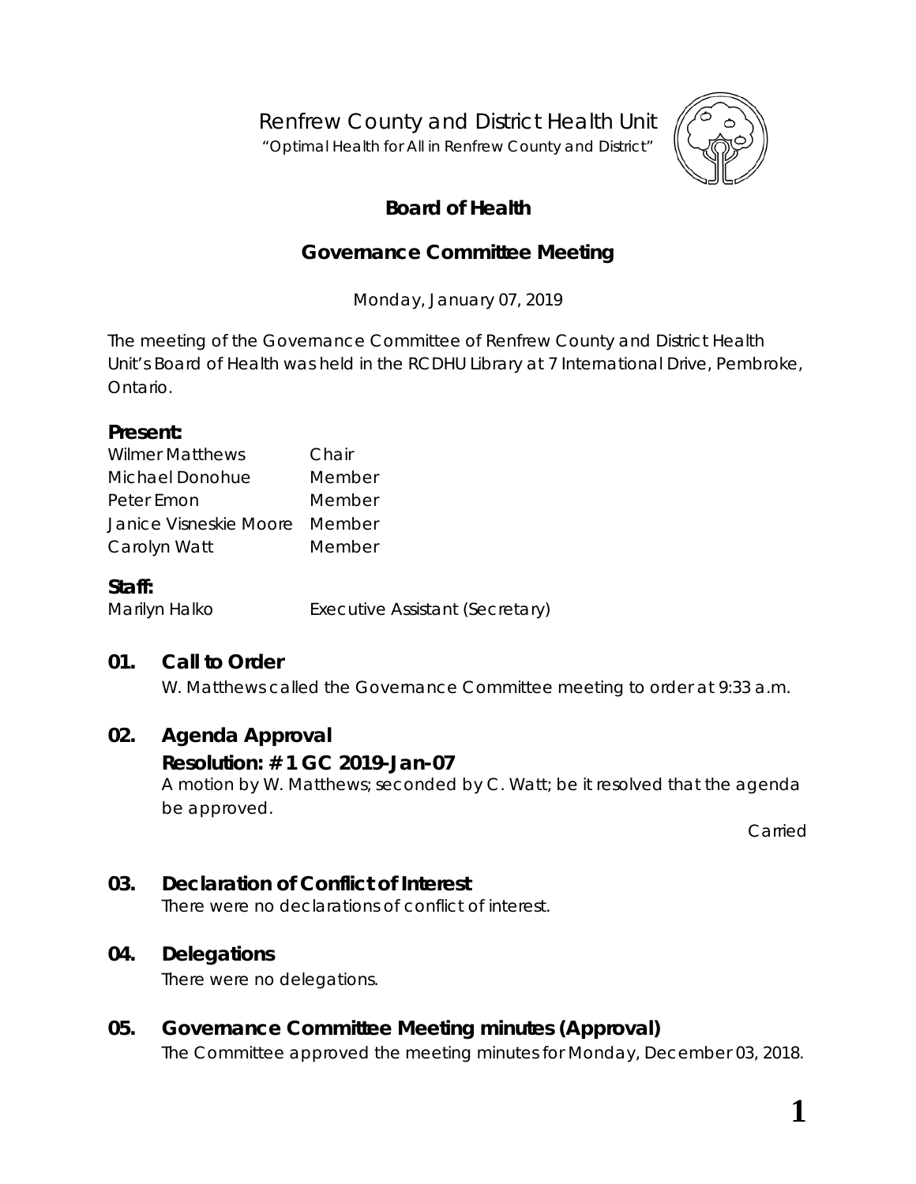Renfrew County and District Health Unit

"Optimal Health for All in Renfrew County and District"

# Board of Health

## Governance Committee Meeting

Monday, January 07, 2019

The meeting of the Governance Committee of Renfrew County and District Health Unit's Board of Health was held in the RCDHU Library at 7 International Drive, Pembroke, Ontario.

**Present:**

| | |
|---|---|
| Wilmer Matthews | Chair |
| Michael Donohue | Member |
| Peter Emon | Member |
| Janice Visneskie Moore | Member |
| Carolyn Watt | Member |

**Staff:**

| | |
|---|---|
| Marilyn Halko | Executive Assistant (Secretary) |

### 01. Call to Order

W. Matthews called the Governance Committee meeting to order at 9:33 a.m.

### 02. Agenda Approval

**Resolution: # 1 GC 2019-Jan-07**

A motion by W. Matthews; seconded by C. Watt; be it resolved that the agenda be approved.

Carried

### 03. Declaration of Conflict of Interest

There were no declarations of conflict of interest.

### 04. Delegations

There were no delegations.

### 05. Governance Committee Meeting minutes (Approval)

The Committee approved the meeting minutes for Monday, December 03, 2018.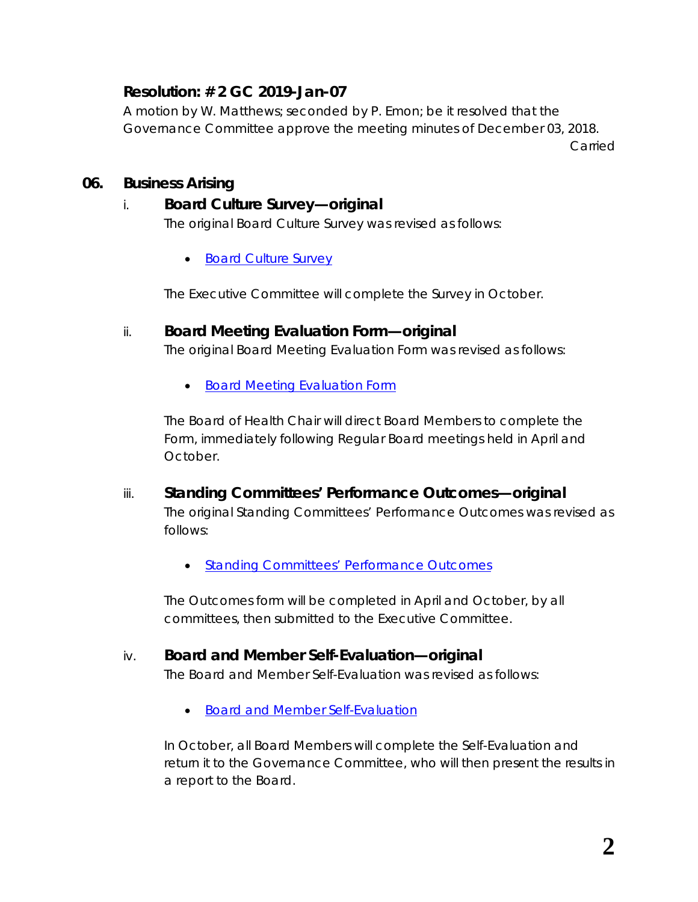**Resolution: # 2 GC 2019-Jan-07**

A motion by W. Matthews; seconded by P. Emon; be it resolved that the Governance Committee approve the meeting minutes of December 03, 2018.

Carried

## 06. Business Arising

### i. Board Culture Survey—original

The original Board Culture Survey was revised as follows:

- Board Culture Survey

The Executive Committee will complete the Survey in October.

### ii. Board Meeting Evaluation Form—original

The original Board Meeting Evaluation Form was revised as follows:

- Board Meeting Evaluation Form

The Board of Health Chair will direct Board Members to complete the Form, immediately following Regular Board meetings held in April and October.

### iii. Standing Committees' Performance Outcomes—original

The original Standing Committees' Performance Outcomes was revised as follows:

- Standing Committees' Performance Outcomes

The Outcomes form will be completed in April and October, by all committees, then submitted to the Executive Committee.

### iv. Board and Member Self-Evaluation—original

The Board and Member Self-Evaluation was revised as follows:

- Board and Member Self-Evaluation

In October, all Board Members will complete the Self-Evaluation and return it to the Governance Committee, who will then present the results in a report to the Board.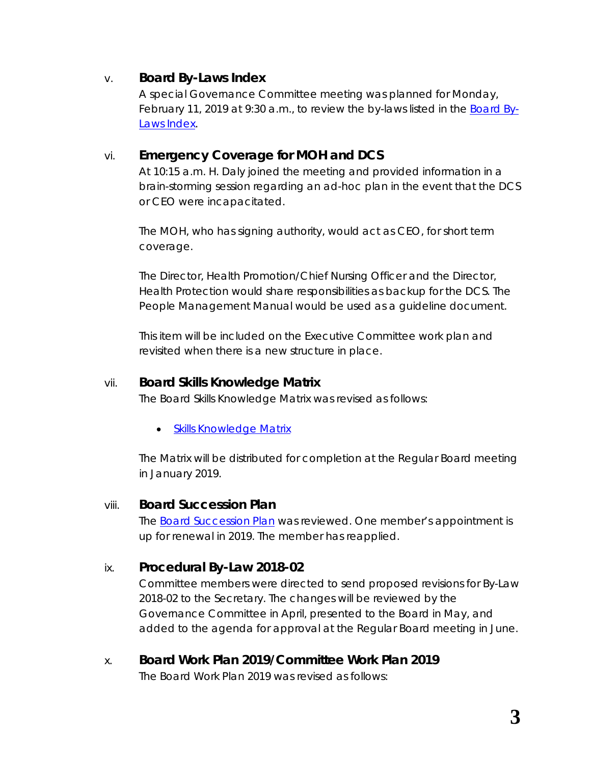### v. Board By-Laws Index

A special Governance Committee meeting was planned for Monday, February 11, 2019 at 9:30 a.m., to review the by-laws listed in the Board By-Laws Index.

### vi. Emergency Coverage for MOH and DCS

At 10:15 a.m. H. Daly joined the meeting and provided information in a brain-storming session regarding an ad-hoc plan in the event that the DCS or CEO were incapacitated.

The MOH, who has signing authority, would act as CEO, for short term coverage.

The Director, Health Promotion/Chief Nursing Officer and the Director, Health Protection would share responsibilities as backup for the DCS. The People Management Manual would be used as a guideline document.

This item will be included on the Executive Committee work plan and revisited when there is a new structure in place.

### vii. Board Skills Knowledge Matrix

The Board Skills Knowledge Matrix was revised as follows:

- Skills Knowledge Matrix

The Matrix will be distributed for completion at the Regular Board meeting in January 2019.

### viii. Board Succession Plan

The Board Succession Plan was reviewed. One member's appointment is up for renewal in 2019. The member has reapplied.

### ix. Procedural By-Law 2018-02

Committee members were directed to send proposed revisions for By-Law 2018-02 to the Secretary. The changes will be reviewed by the Governance Committee in April, presented to the Board in May, and added to the agenda for approval at the Regular Board meeting in June.

### x. Board Work Plan 2019/Committee Work Plan 2019

The Board Work Plan 2019 was revised as follows: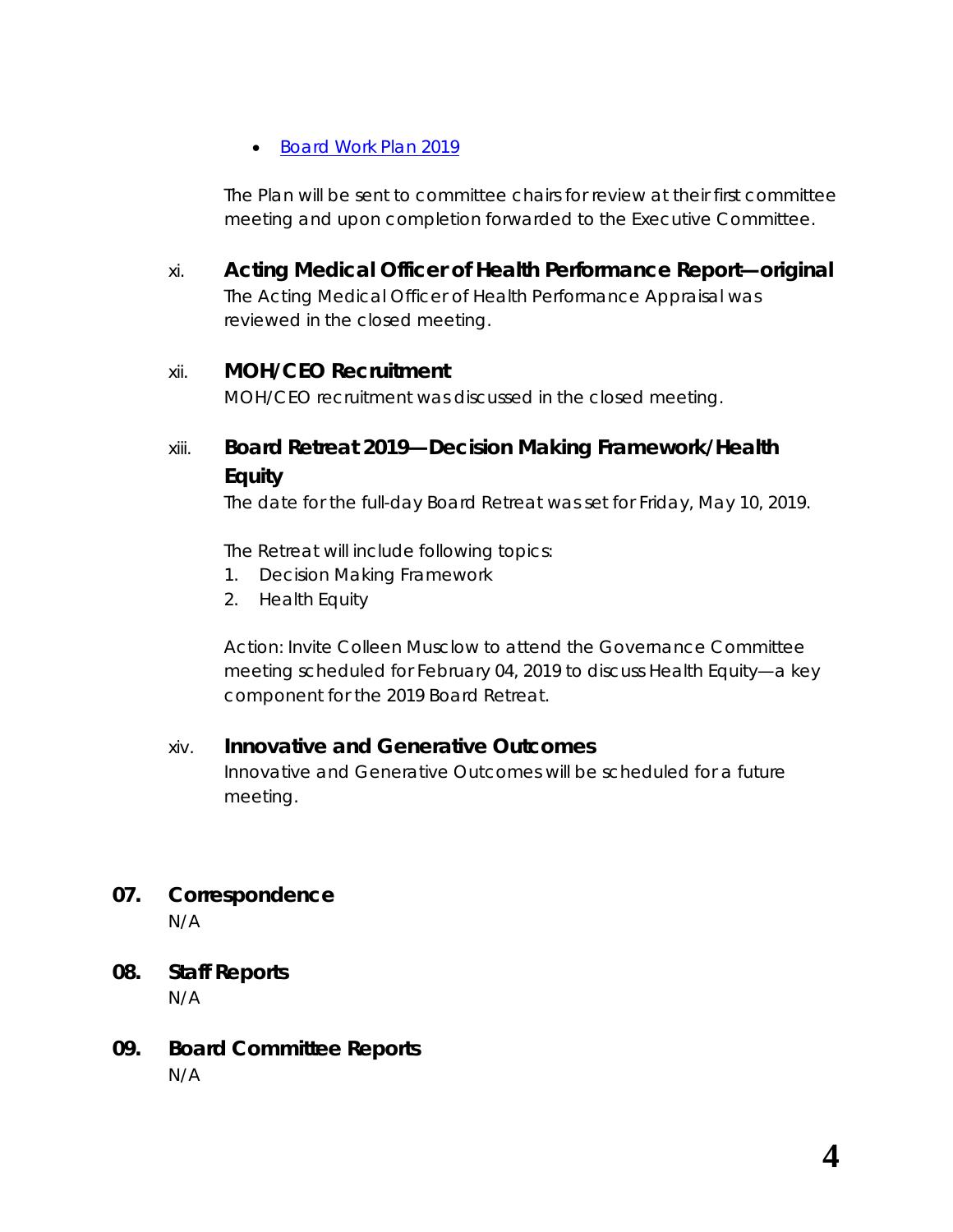- [Board Work Plan 2019]

The Plan will be sent to committee chairs for review at their first committee meeting and upon completion forwarded to the Executive Committee.

xi. **Acting Medical Officer of Health Performance Report—original**

The Acting Medical Officer of Health Performance Appraisal was reviewed in the closed meeting.

xii. **MOH/CEO Recruitment**

MOH/CEO recruitment was discussed in the closed meeting.

xiii. **Board Retreat 2019—Decision Making Framework/Health Equity**

The date for the full-day Board Retreat was set for Friday, May 10, 2019.

The Retreat will include following topics:

1. Decision Making Framework
2. Health Equity

Action: Invite Colleen Musclow to attend the Governance Committee meeting scheduled for February 04, 2019 to discuss Health Equity—a key component for the 2019 Board Retreat.

xiv. **Innovative and Generative Outcomes**

Innovative and Generative Outcomes will be scheduled for a future meeting.

## 07. Correspondence

N/A

## 08. Staff Reports

N/A

## 09. Board Committee Reports

N/A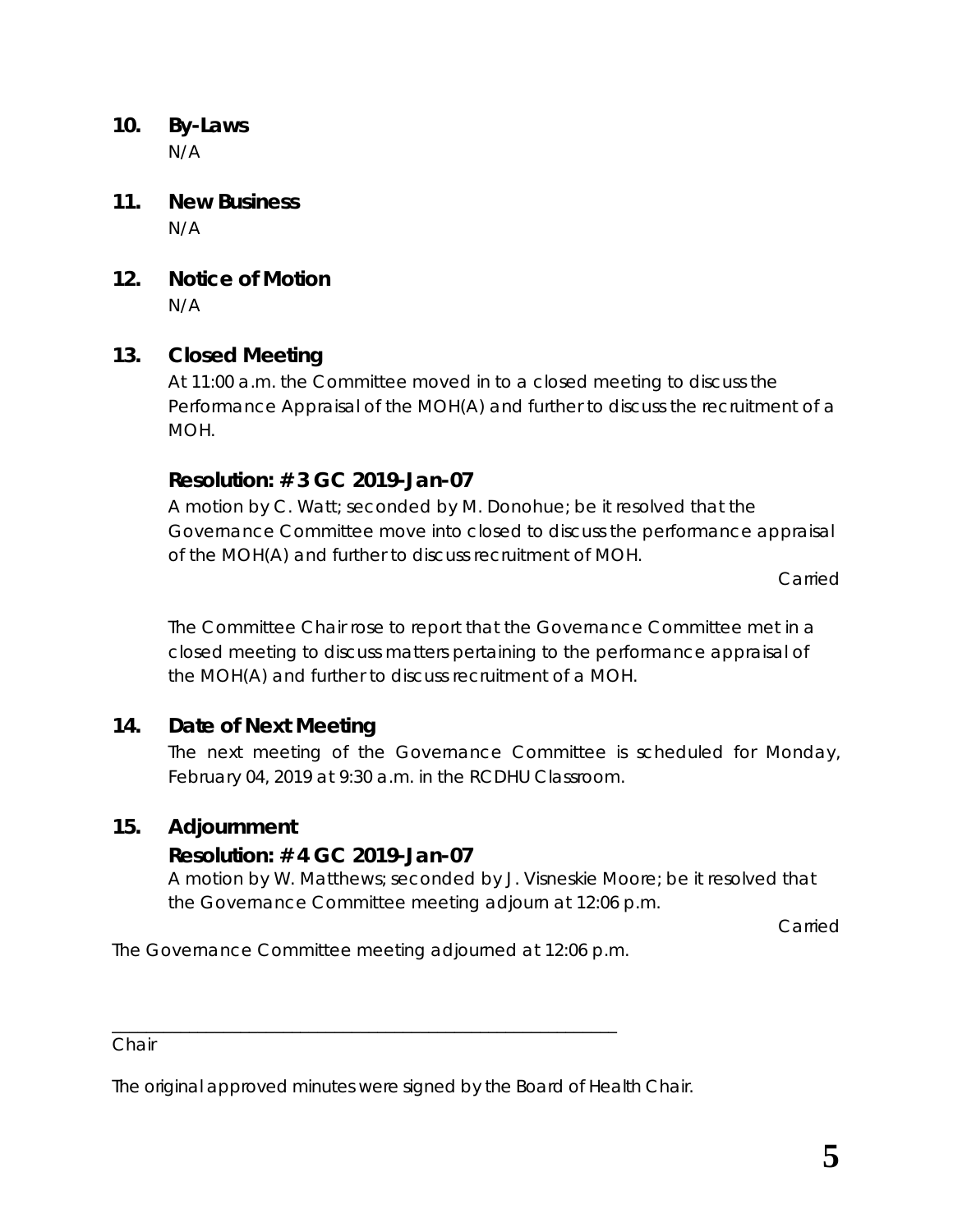## 10. By-Laws

N/A

## 11. New Business

N/A

## 12. Notice of Motion

N/A

## 13. Closed Meeting

At 11:00 a.m. the Committee moved in to a closed meeting to discuss the Performance Appraisal of the MOH(A) and further to discuss the recruitment of a MOH.

### Resolution: # 3 GC 2019-Jan-07

A motion by C. Watt; seconded by M. Donohue; be it resolved that the Governance Committee move into closed to discuss the performance appraisal of the MOH(A) and further to discuss recruitment of MOH.

Carried

The Committee Chair rose to report that the Governance Committee met in a closed meeting to discuss matters pertaining to the performance appraisal of the MOH(A) and further to discuss recruitment of a MOH.

## 14. Date of Next Meeting

The next meeting of the Governance Committee is scheduled for Monday, February 04, 2019 at 9:30 a.m. in the RCDHU Classroom.

## 15. Adjournment

### Resolution: # 4 GC 2019-Jan-07

A motion by W. Matthews; seconded by J. Visneskie Moore; be it resolved that the Governance Committee meeting adjourn at 12:06 p.m.

Carried

The Governance Committee meeting adjourned at 12:06 p.m.

\_\_\_\_\_\_\_\_\_\_\_\_\_\_\_\_\_\_\_\_\_\_\_\_\_\_\_\_\_\_\_\_\_\_\_\_\_\_\_\_\_\_\_\_\_\_\_\_

Chair

The original approved minutes were signed by the Board of Health Chair.